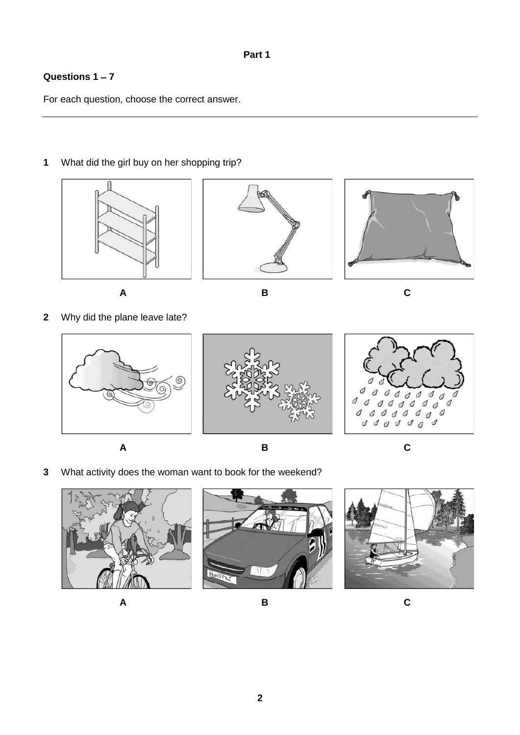**Part 1**

**Questions 1 – 7**

For each question, choose the correct answer.

---

**1** What did the girl buy on her shopping trip?

A B C

**2** Why did the plane leave late?

A B C

**3** What activity does the woman want to book for the weekend?

A B C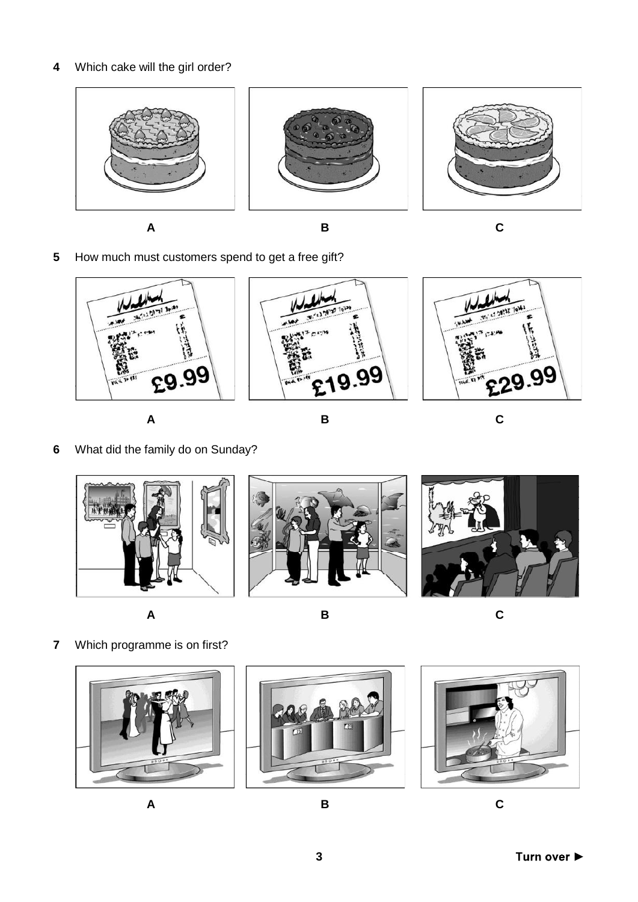4 Which cake will the girl order?

A B C

5 How much must customers spend to get a free gift?

A B C

6 What did the family do on Sunday?

A B C

7 Which programme is on first?

A B C

Turn over ►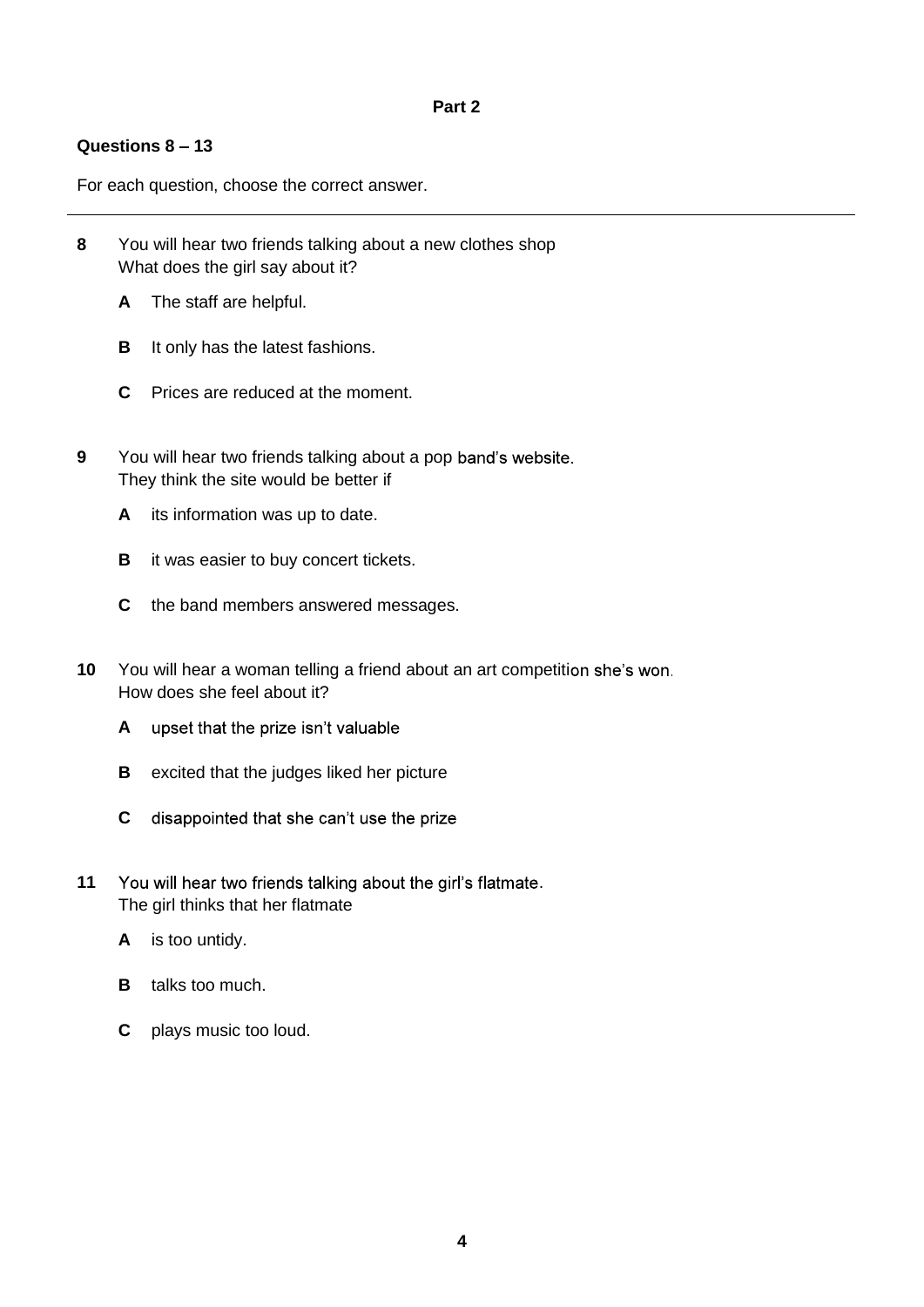## Part 2

**Questions 8 – 13**

For each question, choose the correct answer.

---

**8** You will hear two friends talking about a new clothes shop
What does the girl say about it?

**A** The staff are helpful.

**B** It only has the latest fashions.

**C** Prices are reduced at the moment.

**9** You will hear two friends talking about a pop band's website.
They think the site would be better if

**A** its information was up to date.

**B** it was easier to buy concert tickets.

**C** the band members answered messages.

**10** You will hear a woman telling a friend about an art competition she's won.
How does she feel about it?

**A** upset that the prize isn't valuable

**B** excited that the judges liked her picture

**C** disappointed that she can't use the prize

**11** You will hear two friends talking about the girl's flatmate.
The girl thinks that her flatmate

**A** is too untidy.

**B** talks too much.

**C** plays music too loud.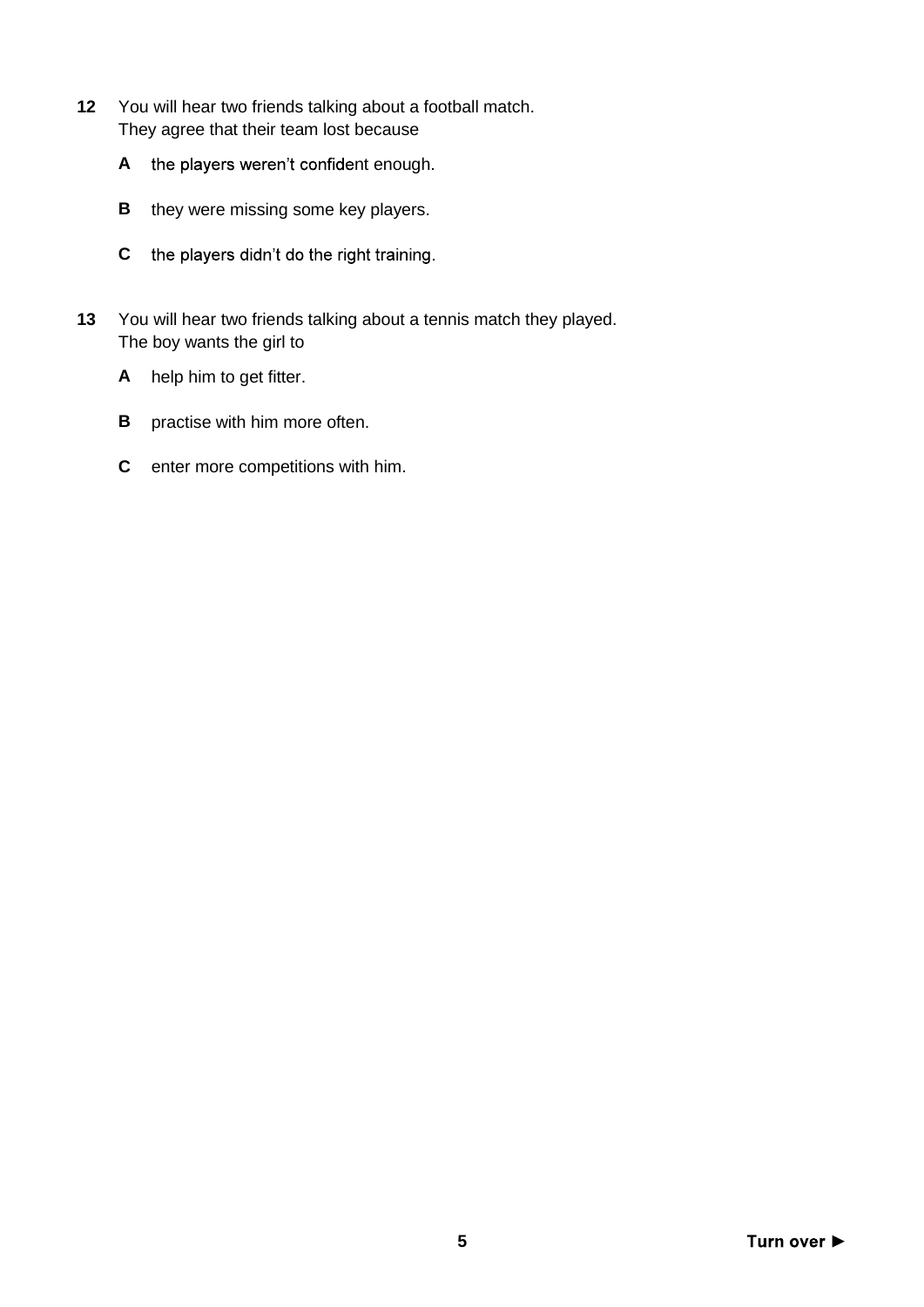**12** You will hear two friends talking about a football match.
They agree that their team lost because

**A** the players weren't confident enough.

**B** they were missing some key players.

**C** the players didn't do the right training.

**13** You will hear two friends talking about a tennis match they played.
The boy wants the girl to

**A** help him to get fitter.

**B** practise with him more often.

**C** enter more competitions with him.

Turn over ►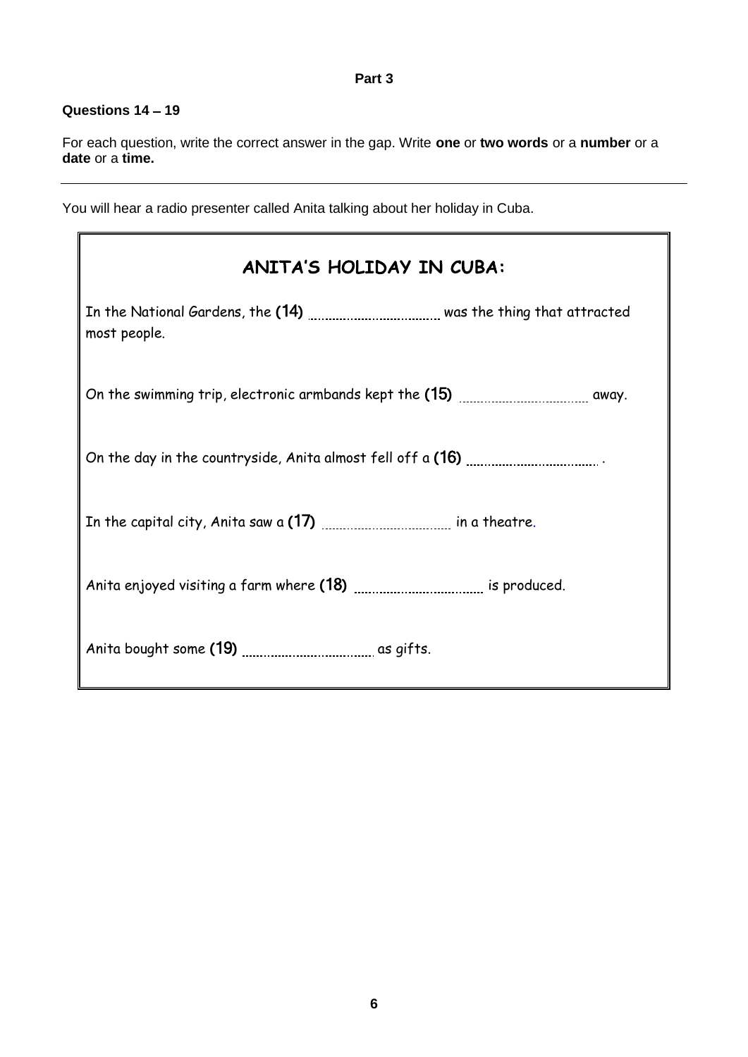**Part 3**

**Questions 14 – 19**

For each question, write the correct answer in the gap. Write **one** or **two words** or a **number** or a **date** or a **time.**

---

You will hear a radio presenter called Anita talking about her holiday in Cuba.

## ANITA'S HOLIDAY IN CUBA:

In the National Gardens, the **(14)** .................................. was the thing that attracted most people.

On the swimming trip, electronic armbands kept the **(15)** .................................. away.

On the day in the countryside, Anita almost fell off a **(16)** .................................. .

In the capital city, Anita saw a **(17)** .................................. in a theatre.

Anita enjoyed visiting a farm where **(18)** .................................. is produced.

Anita bought some **(19)** .................................. as gifts.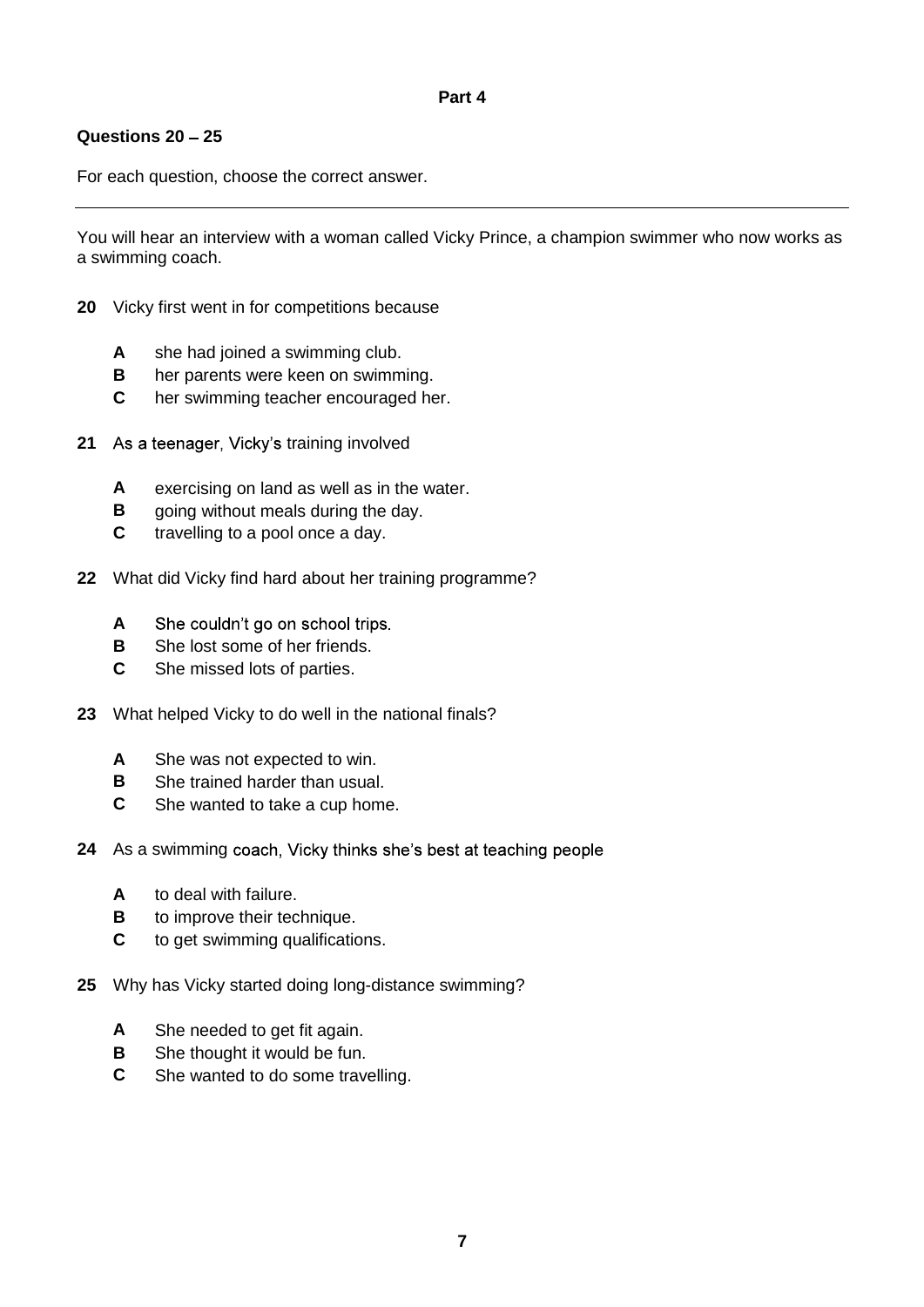**Part 4**

**Questions 20 – 25**

For each question, choose the correct answer.

---

You will hear an interview with a woman called Vicky Prince, a champion swimmer who now works as a swimming coach.

**20** Vicky first went in for competitions because

- **A** she had joined a swimming club.
- **B** her parents were keen on swimming.
- **C** her swimming teacher encouraged her.

**21** As a teenager, Vicky's training involved

- **A** exercising on land as well as in the water.
- **B** going without meals during the day.
- **C** travelling to a pool once a day.

**22** What did Vicky find hard about her training programme?

- **A** She couldn't go on school trips.
- **B** She lost some of her friends.
- **C** She missed lots of parties.

**23** What helped Vicky to do well in the national finals?

- **A** She was not expected to win.
- **B** She trained harder than usual.
- **C** She wanted to take a cup home.

**24** As a swimming coach, Vicky thinks she's best at teaching people

- **A** to deal with failure.
- **B** to improve their technique.
- **C** to get swimming qualifications.

**25** Why has Vicky started doing long-distance swimming?

- **A** She needed to get fit again.
- **B** She thought it would be fun.
- **C** She wanted to do some travelling.